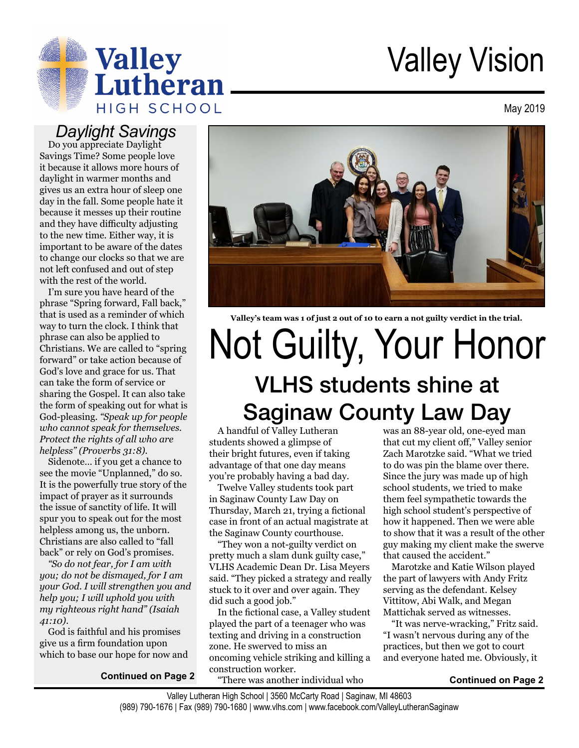# Valley Vision

Valley Lutheran HIGH SCHOOL

May 2019

## Daylight Savings

Do you appreciate Daylight Savings Time? Some people love it because it allows more hours of daylight in warmer months and gives us an extra hour of sleep one day in the fall. Some people hate it because it messes up their routine and they have difficulty adjusting to the new time. Either way, it is important to be aware of the dates to change our clocks so that we are not left confused and out of step with the rest of the world.

I'm sure you have heard of the phrase "Spring forward, Fall back," that is used as a reminder of which way to turn the clock. I think that phrase can also be applied to Christians. We are called to "spring forward" or take action because of God's love and grace for us. That can take the form of service or sharing the Gospel. It can also take the form of speaking out for what is God-pleasing. *"Speak up for people who cannot speak for themselves. Protect the rights of all who are helpless" (Proverbs 31:8).*

Sidenote... if you get a chance to see the movie "Unplanned," do so. It is the powerfully true story of the impact of prayer as it surrounds the issue of sanctity of life. It will spur you to speak out for the most helpless among us, the unborn. Christians are also called to "fall back" or rely on God's promises.

*"So do not fear, for I am with you; do not be dismayed, for I am your God. I will strengthen you and help you; I will uphold you with my righteous right hand" (Isaiah 41:10).*

God is faithful and his promises give us a firm foundation upon which to base our hope for now and

**Continued on Page 2**

**Valley's team was 1 of just 2 out of 10 to earn a not guilty verdict in the trial.**

# Not Guilty, Your Honor

## VLHS students shine at Saginaw County Law Day

A handful of Valley Lutheran students showed a glimpse of their bright futures, even if taking advantage of that one day means you're probably having a bad day.

Twelve Valley students took part in Saginaw County Law Day on Thursday, March 21, trying a fictional case in front of an actual magistrate at the Saginaw County courthouse.

"They won a not-guilty verdict on pretty much a slam dunk guilty case," VLHS Academic Dean Dr. Lisa Meyers said. "They picked a strategy and really stuck to it over and over again. They did such a good job."

In the fictional case, a Valley student played the part of a teenager who was texting and driving in a construction zone. He swerved to miss an oncoming vehicle striking and killing a construction worker.

"There was another individual who was an 88-year old, one-eyed man that cut my client off," Valley senior Zach Marotzke said. "What we tried to do was pin the blame over there. Since the jury was made up of high school students, we tried to make them feel sympathetic towards the high school student's perspective of how it happened. Then we were able to show that it was a result of the other guy making my client make the swerve that caused the accident."

Marotzke and Katie Wilson played the part of lawyers with Andy Fritz serving as the defendant. Kelsey Vittitow, Abi Walk, and Megan Mattichak served as witnesses.

"It was nerve-wracking," Fritz said. "I wasn't nervous during any of the practices, but then we got to court and everyone hated me. Obviously, it

**Continued on Page 2**

Valley Lutheran High School | 3560 McCarty Road | Saginaw, MI 48603
(989) 790-1676 | Fax (989) 790-1680 | www.vlhs.com | www.facebook.com/ValleyLutheranSaginaw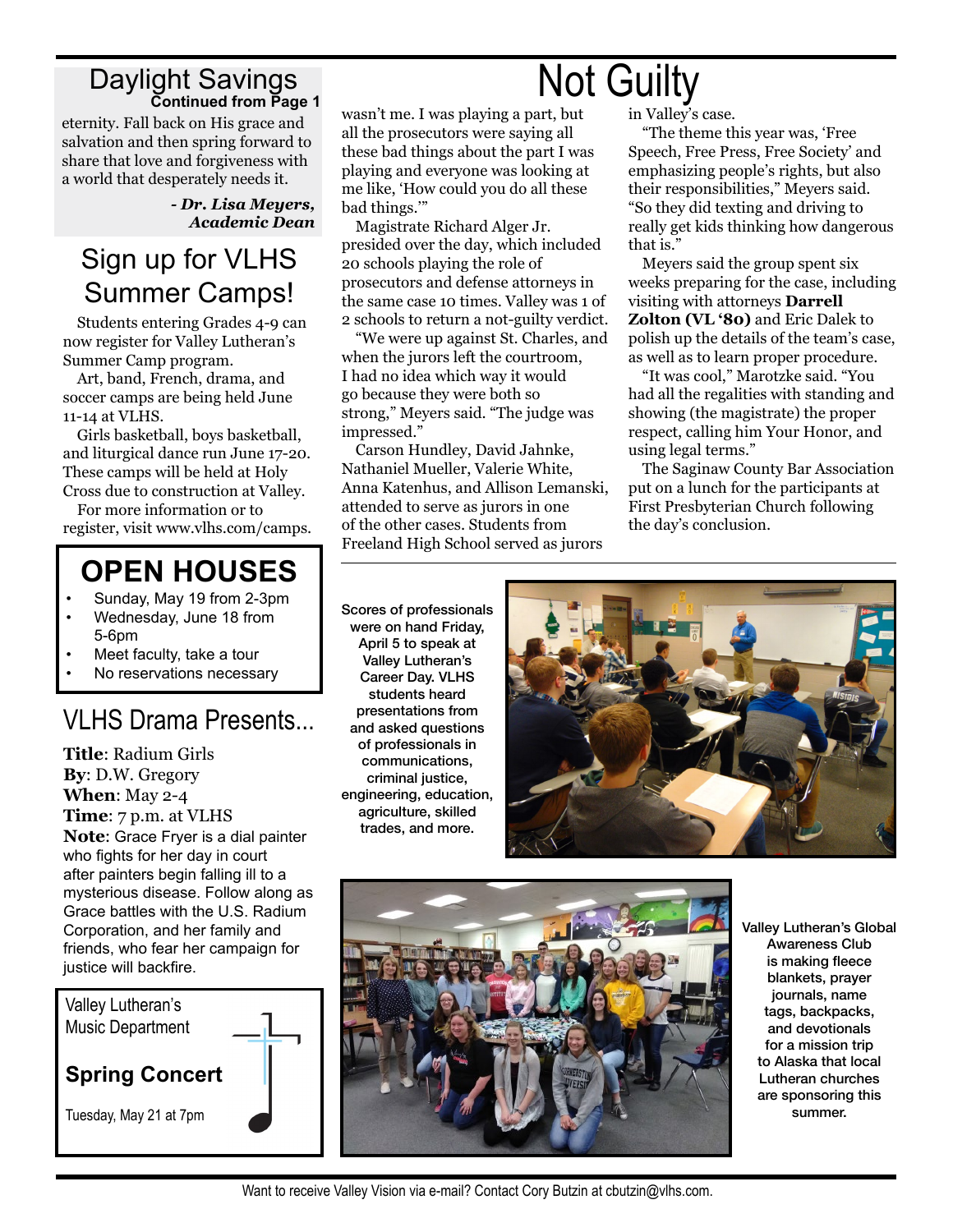## Daylight Savings

**Continued from Page 1**

eternity. Fall back on His grace and salvation and then spring forward to share that love and forgiveness with a world that desperately needs it.

***- Dr. Lisa Meyers, Academic Dean***

## Sign up for VLHS Summer Camps!

Students entering Grades 4-9 can now register for Valley Lutheran's Summer Camp program.

Art, band, French, drama, and soccer camps are being held June 11-14 at VLHS.

Girls basketball, boys basketball, and liturgical dance run June 17-20. These camps will be held at Holy Cross due to construction at Valley.

For more information or to register, visit www.vlhs.com/camps.

## OPEN HOUSES

- Sunday, May 19 from 2-3pm
- Wednesday, June 18 from 5-6pm
- Meet faculty, take a tour
- No reservations necessary

## VLHS Drama Presents...

**Title**: Radium Girls
**By**: D.W. Gregory
**When**: May 2-4
**Time**: 7 p.m. at VLHS
**Note**: Grace Fryer is a dial painter who fights for her day in court after painters begin falling ill to a mysterious disease. Follow along as Grace battles with the U.S. Radium Corporation, and her family and friends, who fear her campaign for justice will backfire.

Valley Lutheran's Music Department

**Spring Concert**

Tuesday, May 21 at 7pm

# Not Guilty

wasn't me. I was playing a part, but all the prosecutors were saying all these bad things about the part I was playing and everyone was looking at me like, 'How could you do all these bad things.'"

Magistrate Richard Alger Jr. presided over the day, which included 20 schools playing the role of prosecutors and defense attorneys in the same case 10 times. Valley was 1 of 2 schools to return a not-guilty verdict.

"We were up against St. Charles, and when the jurors left the courtroom, I had no idea which way it would go because they were both so strong," Meyers said. "The judge was impressed."

Carson Hundley, David Jahnke, Nathaniel Mueller, Valerie White, Anna Katenhus, and Allison Lemanski, attended to serve as jurors in one of the other cases. Students from Freeland High School served as jurors in Valley's case.

"The theme this year was, 'Free Speech, Free Press, Free Society' and emphasizing people's rights, but also their responsibilities," Meyers said. "So they did texting and driving to really get kids thinking how dangerous that is."

Meyers said the group spent six weeks preparing for the case, including visiting with attorneys **Darrell Zolton (VL '80)** and Eric Dalek to polish up the details of the team's case, as well as to learn proper procedure.

"It was cool," Marotzke said. "You had all the regalities with standing and showing (the magistrate) the proper respect, calling him Your Honor, and using legal terms."

The Saginaw County Bar Association put on a lunch for the participants at First Presbyterian Church following the day's conclusion.

Scores of professionals were on hand Friday, April 5 to speak at Valley Lutheran's Career Day. VLHS students heard presentations from and asked questions of professionals in communications, criminal justice, engineering, education, agriculture, skilled trades, and more.

Valley Lutheran's Global Awareness Club is making fleece blankets, prayer journals, name tags, backpacks, and devotionals for a mission trip to Alaska that local Lutheran churches are sponsoring this summer.

Want to receive Valley Vision via e-mail? Contact Cory Butzin at cbutzin@vlhs.com.